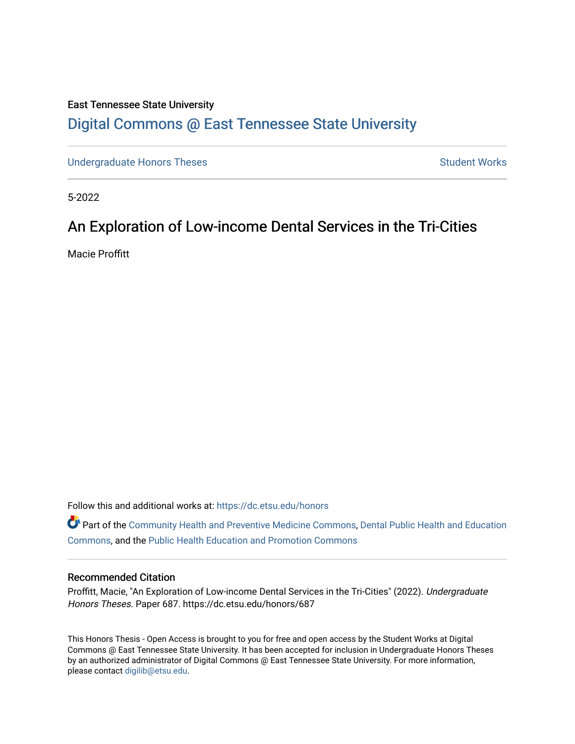East Tennessee State University

# Digital Commons @ East Tennessee State University

Undergraduate Honors Theses | Student Works

5-2022

## An Exploration of Low-income Dental Services in the Tri-Cities

Macie Proffitt

Follow this and additional works at: https://dc.etsu.edu/honors

Part of the Community Health and Preventive Medicine Commons, Dental Public Health and Education Commons, and the Public Health Education and Promotion Commons

### Recommended Citation

Proffitt, Macie, "An Exploration of Low-income Dental Services in the Tri-Cities" (2022). *Undergraduate Honors Theses.* Paper 687. https://dc.etsu.edu/honors/687

This Honors Thesis - Open Access is brought to you for free and open access by the Student Works at Digital Commons @ East Tennessee State University. It has been accepted for inclusion in Undergraduate Honors Theses by an authorized administrator of Digital Commons @ East Tennessee State University. For more information, please contact digilib@etsu.edu.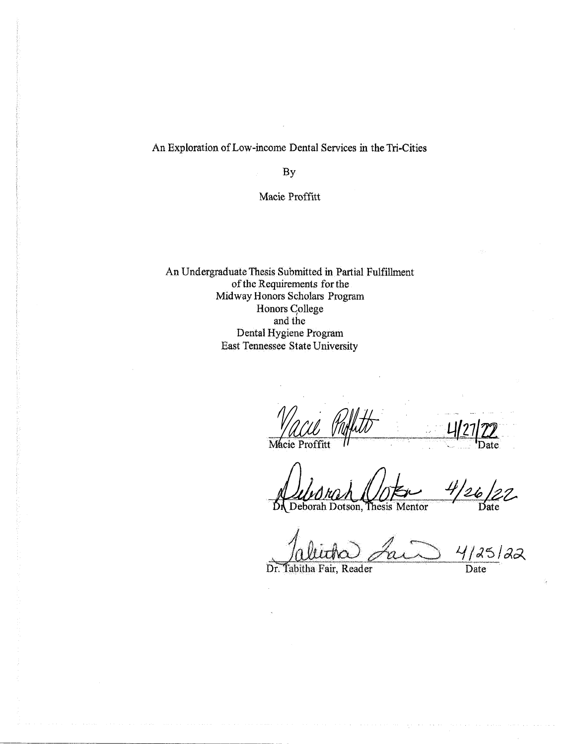An Exploration of Low-income Dental Services in the Tri-Cities

By

Macie Proffitt

An Undergraduate Thesis Submitted in Partial Fulfillment
of the Requirements for the
Midway Honors Scholars Program
Honors College
and the
Dental Hygiene Program
East Tennessee State University

Macie Proffitt 4/27/22
Macie Proffitt — Date

Deborah Dotson 4/26/22
Dr. Deborah Dotson, Thesis Mentor — Date

Tabitha Fair 4/25/22
Dr. Tabitha Fair, Reader — Date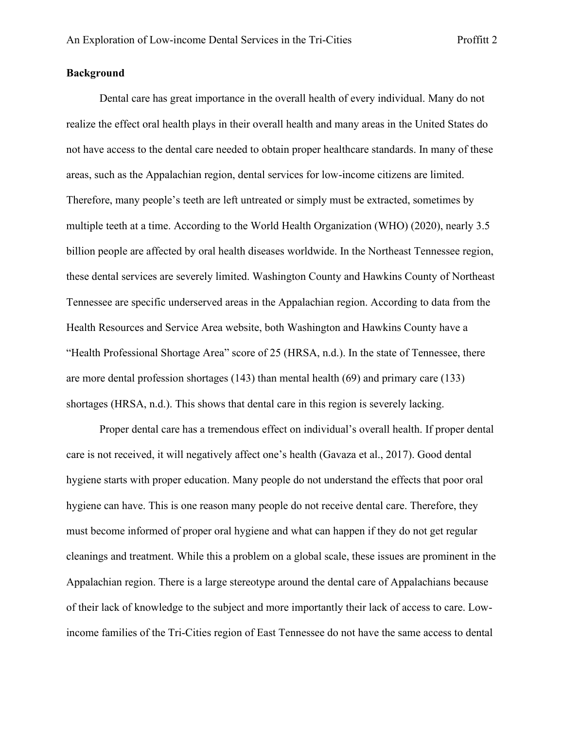**Background**

Dental care has great importance in the overall health of every individual. Many do not realize the effect oral health plays in their overall health and many areas in the United States do not have access to the dental care needed to obtain proper healthcare standards. In many of these areas, such as the Appalachian region, dental services for low-income citizens are limited. Therefore, many people's teeth are left untreated or simply must be extracted, sometimes by multiple teeth at a time. According to the World Health Organization (WHO) (2020), nearly 3.5 billion people are affected by oral health diseases worldwide. In the Northeast Tennessee region, these dental services are severely limited. Washington County and Hawkins County of Northeast Tennessee are specific underserved areas in the Appalachian region. According to data from the Health Resources and Service Area website, both Washington and Hawkins County have a "Health Professional Shortage Area" score of 25 (HRSA, n.d.). In the state of Tennessee, there are more dental profession shortages (143) than mental health (69) and primary care (133) shortages (HRSA, n.d.). This shows that dental care in this region is severely lacking.

Proper dental care has a tremendous effect on individual's overall health. If proper dental care is not received, it will negatively affect one's health (Gavaza et al., 2017). Good dental hygiene starts with proper education. Many people do not understand the effects that poor oral hygiene can have. This is one reason many people do not receive dental care. Therefore, they must become informed of proper oral hygiene and what can happen if they do not get regular cleanings and treatment. While this a problem on a global scale, these issues are prominent in the Appalachian region. There is a large stereotype around the dental care of Appalachians because of their lack of knowledge to the subject and more importantly their lack of access to care. Low-income families of the Tri-Cities region of East Tennessee do not have the same access to dental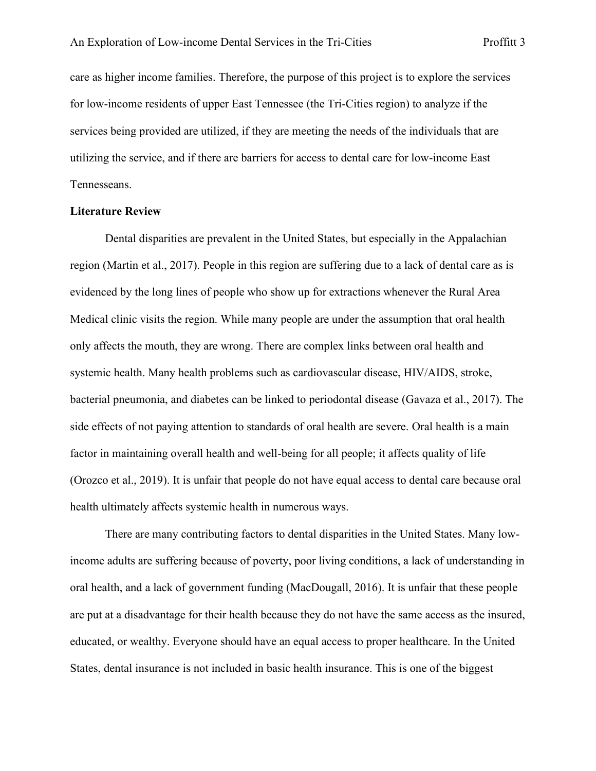care as higher income families. Therefore, the purpose of this project is to explore the services for low-income residents of upper East Tennessee (the Tri-Cities region) to analyze if the services being provided are utilized, if they are meeting the needs of the individuals that are utilizing the service, and if there are barriers for access to dental care for low-income East Tennesseans.

**Literature Review**

Dental disparities are prevalent in the United States, but especially in the Appalachian region (Martin et al., 2017). People in this region are suffering due to a lack of dental care as is evidenced by the long lines of people who show up for extractions whenever the Rural Area Medical clinic visits the region. While many people are under the assumption that oral health only affects the mouth, they are wrong. There are complex links between oral health and systemic health. Many health problems such as cardiovascular disease, HIV/AIDS, stroke, bacterial pneumonia, and diabetes can be linked to periodontal disease (Gavaza et al., 2017). The side effects of not paying attention to standards of oral health are severe. Oral health is a main factor in maintaining overall health and well-being for all people; it affects quality of life (Orozco et al., 2019). It is unfair that people do not have equal access to dental care because oral health ultimately affects systemic health in numerous ways.

There are many contributing factors to dental disparities in the United States. Many low-income adults are suffering because of poverty, poor living conditions, a lack of understanding in oral health, and a lack of government funding (MacDougall, 2016). It is unfair that these people are put at a disadvantage for their health because they do not have the same access as the insured, educated, or wealthy. Everyone should have an equal access to proper healthcare. In the United States, dental insurance is not included in basic health insurance. This is one of the biggest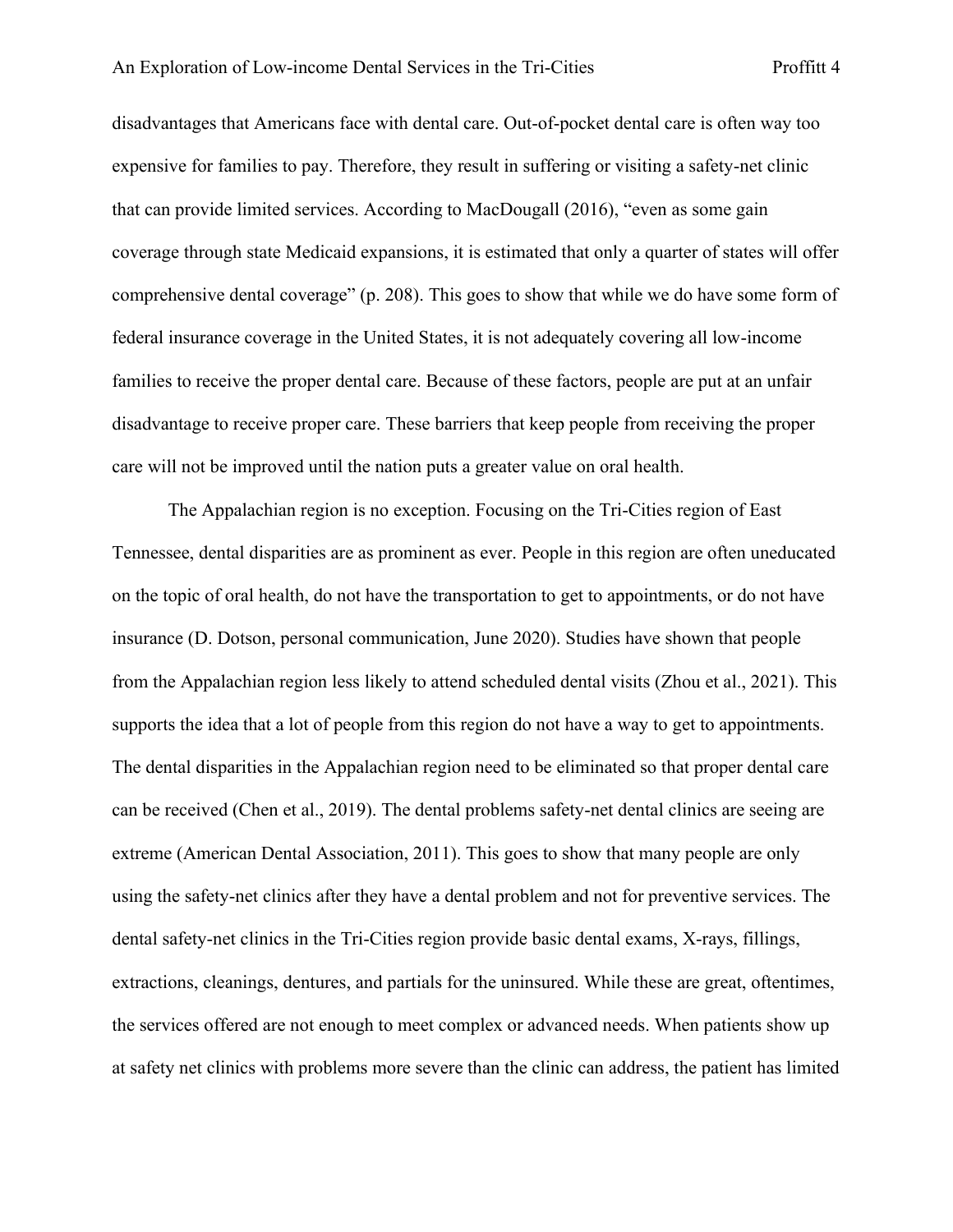disadvantages that Americans face with dental care. Out-of-pocket dental care is often way too expensive for families to pay. Therefore, they result in suffering or visiting a safety-net clinic that can provide limited services. According to MacDougall (2016), "even as some gain coverage through state Medicaid expansions, it is estimated that only a quarter of states will offer comprehensive dental coverage" (p. 208). This goes to show that while we do have some form of federal insurance coverage in the United States, it is not adequately covering all low-income families to receive the proper dental care. Because of these factors, people are put at an unfair disadvantage to receive proper care. These barriers that keep people from receiving the proper care will not be improved until the nation puts a greater value on oral health.

The Appalachian region is no exception. Focusing on the Tri-Cities region of East Tennessee, dental disparities are as prominent as ever. People in this region are often uneducated on the topic of oral health, do not have the transportation to get to appointments, or do not have insurance (D. Dotson, personal communication, June 2020). Studies have shown that people from the Appalachian region less likely to attend scheduled dental visits (Zhou et al., 2021). This supports the idea that a lot of people from this region do not have a way to get to appointments. The dental disparities in the Appalachian region need to be eliminated so that proper dental care can be received (Chen et al., 2019). The dental problems safety-net dental clinics are seeing are extreme (American Dental Association, 2011). This goes to show that many people are only using the safety-net clinics after they have a dental problem and not for preventive services. The dental safety-net clinics in the Tri-Cities region provide basic dental exams, X-rays, fillings, extractions, cleanings, dentures, and partials for the uninsured. While these are great, oftentimes, the services offered are not enough to meet complex or advanced needs. When patients show up at safety net clinics with problems more severe than the clinic can address, the patient has limited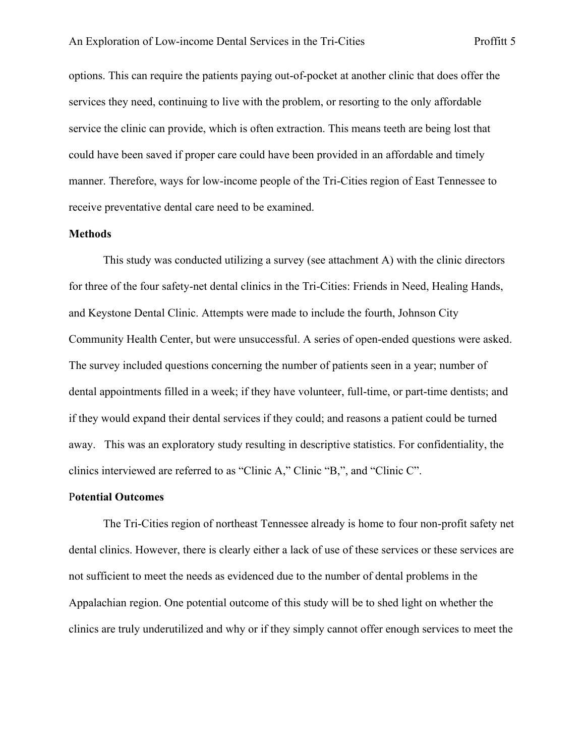options. This can require the patients paying out-of-pocket at another clinic that does offer the services they need, continuing to live with the problem, or resorting to the only affordable service the clinic can provide, which is often extraction. This means teeth are being lost that could have been saved if proper care could have been provided in an affordable and timely manner. Therefore, ways for low-income people of the Tri-Cities region of East Tennessee to receive preventative dental care need to be examined.

**Methods**

This study was conducted utilizing a survey (see attachment A) with the clinic directors for three of the four safety-net dental clinics in the Tri-Cities: Friends in Need, Healing Hands, and Keystone Dental Clinic. Attempts were made to include the fourth, Johnson City Community Health Center, but were unsuccessful. A series of open-ended questions were asked. The survey included questions concerning the number of patients seen in a year; number of dental appointments filled in a week; if they have volunteer, full-time, or part-time dentists; and if they would expand their dental services if they could; and reasons a patient could be turned away. This was an exploratory study resulting in descriptive statistics. For confidentiality, the clinics interviewed are referred to as "Clinic A," Clinic "B,", and "Clinic C".

**Potential Outcomes**

The Tri-Cities region of northeast Tennessee already is home to four non-profit safety net dental clinics. However, there is clearly either a lack of use of these services or these services are not sufficient to meet the needs as evidenced due to the number of dental problems in the Appalachian region. One potential outcome of this study will be to shed light on whether the clinics are truly underutilized and why or if they simply cannot offer enough services to meet the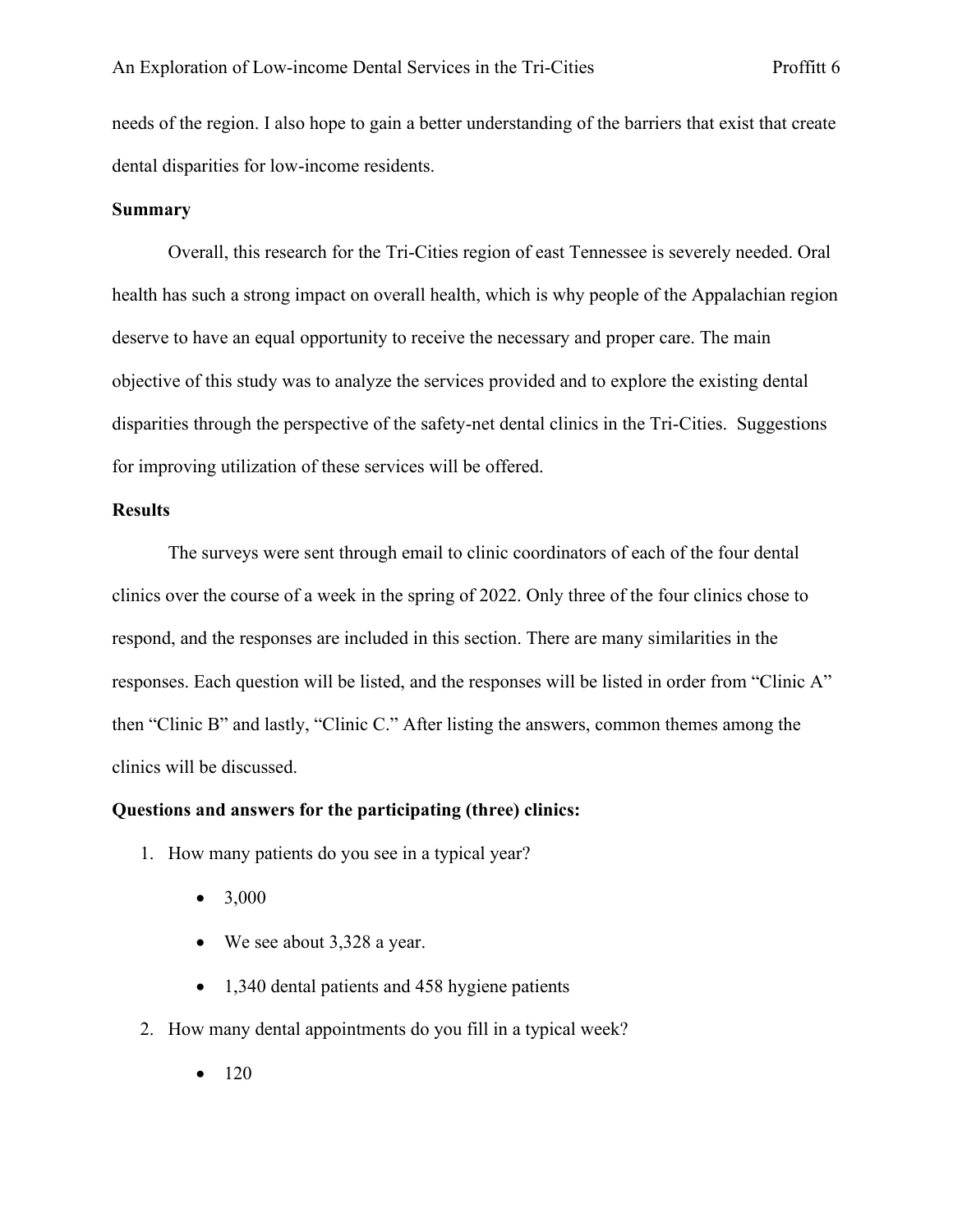needs of the region. I also hope to gain a better understanding of the barriers that exist that create dental disparities for low-income residents.

**Summary**

Overall, this research for the Tri-Cities region of east Tennessee is severely needed. Oral health has such a strong impact on overall health, which is why people of the Appalachian region deserve to have an equal opportunity to receive the necessary and proper care. The main objective of this study was to analyze the services provided and to explore the existing dental disparities through the perspective of the safety-net dental clinics in the Tri-Cities. Suggestions for improving utilization of these services will be offered.

**Results**

The surveys were sent through email to clinic coordinators of each of the four dental clinics over the course of a week in the spring of 2022. Only three of the four clinics chose to respond, and the responses are included in this section. There are many similarities in the responses. Each question will be listed, and the responses will be listed in order from "Clinic A" then "Clinic B" and lastly, "Clinic C." After listing the answers, common themes among the clinics will be discussed.

**Questions and answers for the participating (three) clinics:**

1. How many patients do you see in a typical year?
   - 3,000
   - We see about 3,328 a year.
   - 1,340 dental patients and 458 hygiene patients
2. How many dental appointments do you fill in a typical week?
   - 120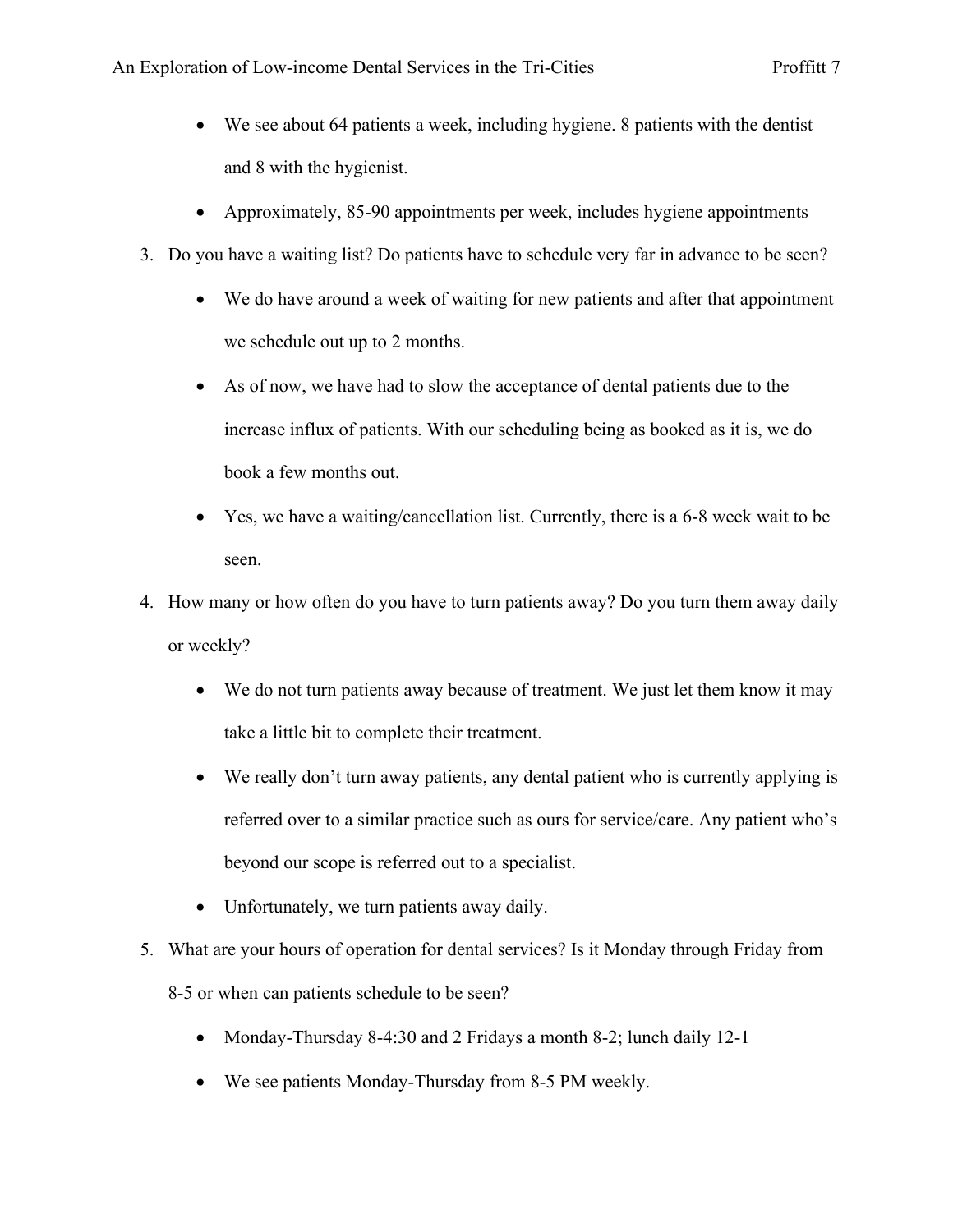- We see about 64 patients a week, including hygiene. 8 patients with the dentist and 8 with the hygienist.
- Approximately, 85-90 appointments per week, includes hygiene appointments

3. Do you have a waiting list? Do patients have to schedule very far in advance to be seen?
   - We do have around a week of waiting for new patients and after that appointment we schedule out up to 2 months.
   - As of now, we have had to slow the acceptance of dental patients due to the increase influx of patients. With our scheduling being as booked as it is, we do book a few months out.
   - Yes, we have a waiting/cancellation list. Currently, there is a 6-8 week wait to be seen.
4. How many or how often do you have to turn patients away? Do you turn them away daily or weekly?
   - We do not turn patients away because of treatment. We just let them know it may take a little bit to complete their treatment.
   - We really don't turn away patients, any dental patient who is currently applying is referred over to a similar practice such as ours for service/care. Any patient who's beyond our scope is referred out to a specialist.
   - Unfortunately, we turn patients away daily.
5. What are your hours of operation for dental services? Is it Monday through Friday from 8-5 or when can patients schedule to be seen?
   - Monday-Thursday 8-4:30 and 2 Fridays a month 8-2; lunch daily 12-1
   - We see patients Monday-Thursday from 8-5 PM weekly.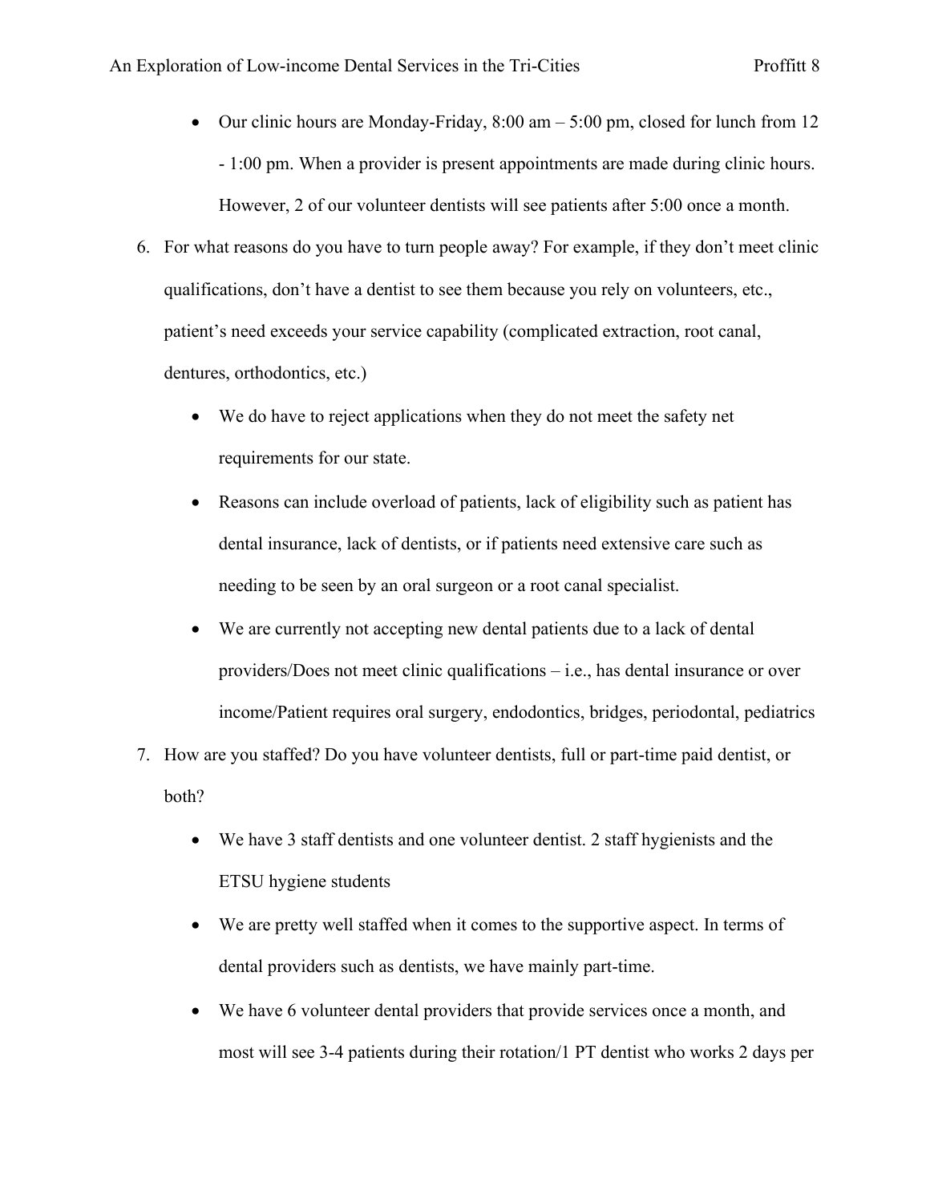- Our clinic hours are Monday-Friday, 8:00 am – 5:00 pm, closed for lunch from 12 - 1:00 pm. When a provider is present appointments are made during clinic hours. However, 2 of our volunteer dentists will see patients after 5:00 once a month.

6. For what reasons do you have to turn people away? For example, if they don't meet clinic qualifications, don't have a dentist to see them because you rely on volunteers, etc., patient's need exceeds your service capability (complicated extraction, root canal, dentures, orthodontics, etc.)
   - We do have to reject applications when they do not meet the safety net requirements for our state.
   - Reasons can include overload of patients, lack of eligibility such as patient has dental insurance, lack of dentists, or if patients need extensive care such as needing to be seen by an oral surgeon or a root canal specialist.
   - We are currently not accepting new dental patients due to a lack of dental providers/Does not meet clinic qualifications – i.e., has dental insurance or over income/Patient requires oral surgery, endodontics, bridges, periodontal, pediatrics
7. How are you staffed? Do you have volunteer dentists, full or part-time paid dentist, or both?
   - We have 3 staff dentists and one volunteer dentist. 2 staff hygienists and the ETSU hygiene students
   - We are pretty well staffed when it comes to the supportive aspect. In terms of dental providers such as dentists, we have mainly part-time.
   - We have 6 volunteer dental providers that provide services once a month, and most will see 3-4 patients during their rotation/1 PT dentist who works 2 days per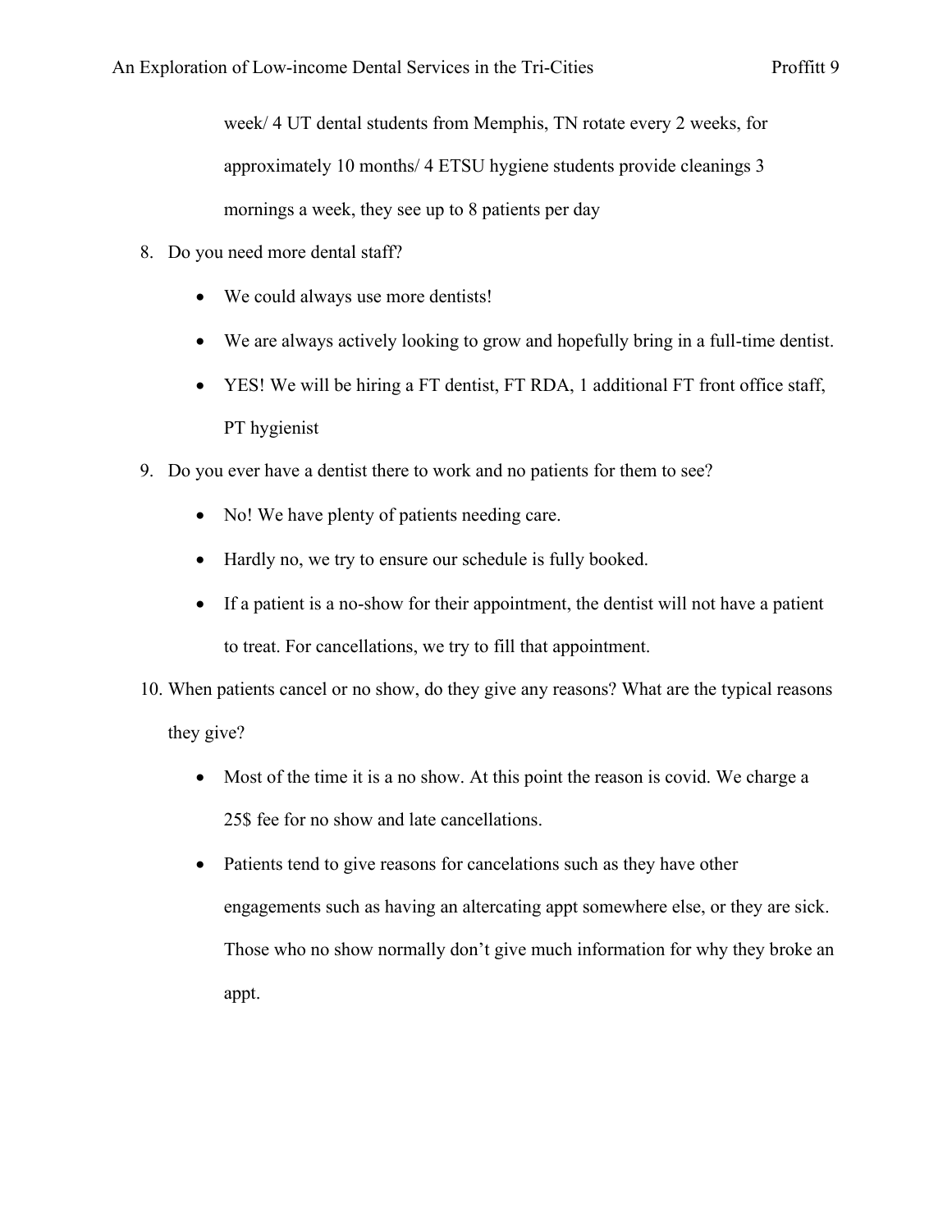week/ 4 UT dental students from Memphis, TN rotate every 2 weeks, for approximately 10 months/ 4 ETSU hygiene students provide cleanings 3 mornings a week, they see up to 8 patients per day

8. Do you need more dental staff?
   - We could always use more dentists!
   - We are always actively looking to grow and hopefully bring in a full-time dentist.
   - YES! We will be hiring a FT dentist, FT RDA, 1 additional FT front office staff, PT hygienist
9. Do you ever have a dentist there to work and no patients for them to see?
   - No! We have plenty of patients needing care.
   - Hardly no, we try to ensure our schedule is fully booked.
   - If a patient is a no-show for their appointment, the dentist will not have a patient to treat. For cancellations, we try to fill that appointment.
10. When patients cancel or no show, do they give any reasons? What are the typical reasons they give?
    - Most of the time it is a no show. At this point the reason is covid. We charge a 25$ fee for no show and late cancellations.
    - Patients tend to give reasons for cancelations such as they have other engagements such as having an altercating appt somewhere else, or they are sick. Those who no show normally don't give much information for why they broke an appt.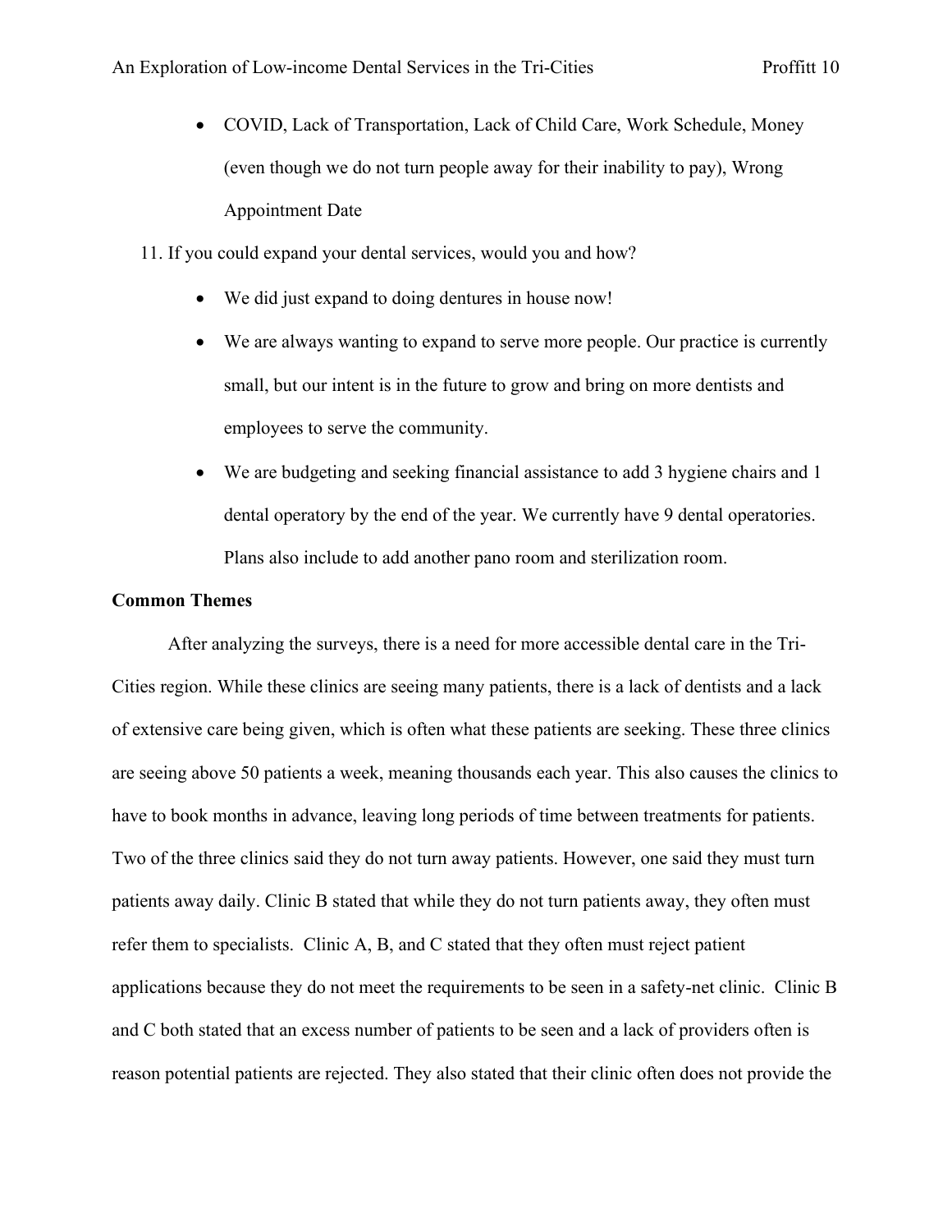- COVID, Lack of Transportation, Lack of Child Care, Work Schedule, Money (even though we do not turn people away for their inability to pay), Wrong Appointment Date

11. If you could expand your dental services, would you and how?
    - We did just expand to doing dentures in house now!
    - We are always wanting to expand to serve more people. Our practice is currently small, but our intent is in the future to grow and bring on more dentists and employees to serve the community.
    - We are budgeting and seeking financial assistance to add 3 hygiene chairs and 1 dental operatory by the end of the year. We currently have 9 dental operatories. Plans also include to add another pano room and sterilization room.

**Common Themes**

After analyzing the surveys, there is a need for more accessible dental care in the Tri-Cities region. While these clinics are seeing many patients, there is a lack of dentists and a lack of extensive care being given, which is often what these patients are seeking. These three clinics are seeing above 50 patients a week, meaning thousands each year. This also causes the clinics to have to book months in advance, leaving long periods of time between treatments for patients. Two of the three clinics said they do not turn away patients. However, one said they must turn patients away daily. Clinic B stated that while they do not turn patients away, they often must refer them to specialists. Clinic A, B, and C stated that they often must reject patient applications because they do not meet the requirements to be seen in a safety-net clinic. Clinic B and C both stated that an excess number of patients to be seen and a lack of providers often is reason potential patients are rejected. They also stated that their clinic often does not provide the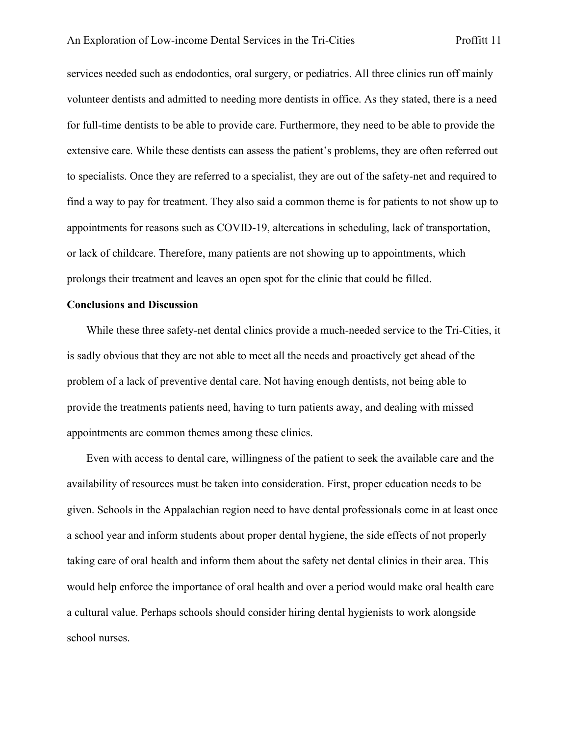services needed such as endodontics, oral surgery, or pediatrics. All three clinics run off mainly volunteer dentists and admitted to needing more dentists in office. As they stated, there is a need for full-time dentists to be able to provide care. Furthermore, they need to be able to provide the extensive care. While these dentists can assess the patient's problems, they are often referred out to specialists. Once they are referred to a specialist, they are out of the safety-net and required to find a way to pay for treatment. They also said a common theme is for patients to not show up to appointments for reasons such as COVID-19, altercations in scheduling, lack of transportation, or lack of childcare. Therefore, many patients are not showing up to appointments, which prolongs their treatment and leaves an open spot for the clinic that could be filled.

**Conclusions and Discussion**

While these three safety-net dental clinics provide a much-needed service to the Tri-Cities, it is sadly obvious that they are not able to meet all the needs and proactively get ahead of the problem of a lack of preventive dental care. Not having enough dentists, not being able to provide the treatments patients need, having to turn patients away, and dealing with missed appointments are common themes among these clinics.

Even with access to dental care, willingness of the patient to seek the available care and the availability of resources must be taken into consideration. First, proper education needs to be given. Schools in the Appalachian region need to have dental professionals come in at least once a school year and inform students about proper dental hygiene, the side effects of not properly taking care of oral health and inform them about the safety net dental clinics in their area. This would help enforce the importance of oral health and over a period would make oral health care a cultural value. Perhaps schools should consider hiring dental hygienists to work alongside school nurses.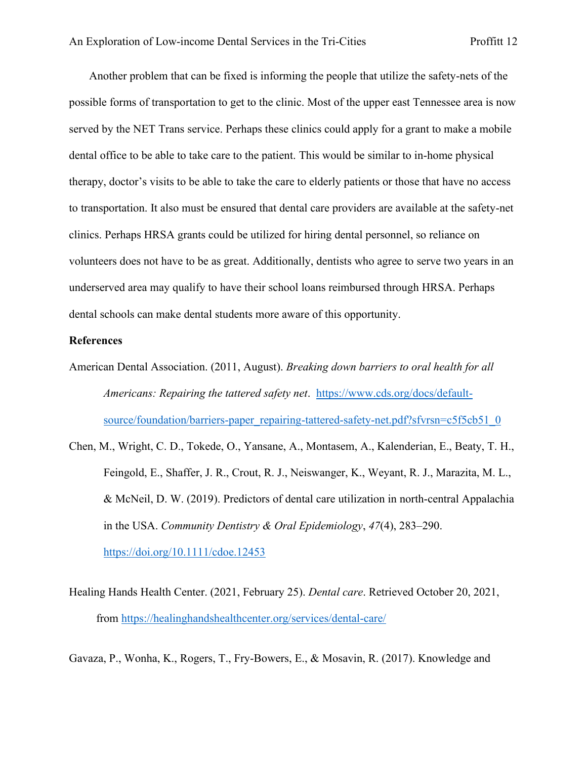Another problem that can be fixed is informing the people that utilize the safety-nets of the possible forms of transportation to get to the clinic. Most of the upper east Tennessee area is now served by the NET Trans service. Perhaps these clinics could apply for a grant to make a mobile dental office to be able to take care to the patient. This would be similar to in-home physical therapy, doctor's visits to be able to take the care to elderly patients or those that have no access to transportation. It also must be ensured that dental care providers are available at the safety-net clinics. Perhaps HRSA grants could be utilized for hiring dental personnel, so reliance on volunteers does not have to be as great. Additionally, dentists who agree to serve two years in an underserved area may qualify to have their school loans reimbursed through HRSA. Perhaps dental schools can make dental students more aware of this opportunity.

**References**

American Dental Association. (2011, August). *Breaking down barriers to oral health for all Americans: Repairing the tattered safety net*. https://www.cds.org/docs/default-source/foundation/barriers-paper_repairing-tattered-safety-net.pdf?sfvrsn=c5f5cb51_0

Chen, M., Wright, C. D., Tokede, O., Yansane, A., Montasem, A., Kalenderian, E., Beaty, T. H., Feingold, E., Shaffer, J. R., Crout, R. J., Neiswanger, K., Weyant, R. J., Marazita, M. L., & McNeil, D. W. (2019). Predictors of dental care utilization in north-central Appalachia in the USA. *Community Dentistry & Oral Epidemiology*, *47*(4), 283–290. https://doi.org/10.1111/cdoe.12453

Healing Hands Health Center. (2021, February 25). *Dental care*. Retrieved October 20, 2021, from https://healinghandshealthcenter.org/services/dental-care/

Gavaza, P., Wonha, K., Rogers, T., Fry-Bowers, E., & Mosavin, R. (2017). Knowledge and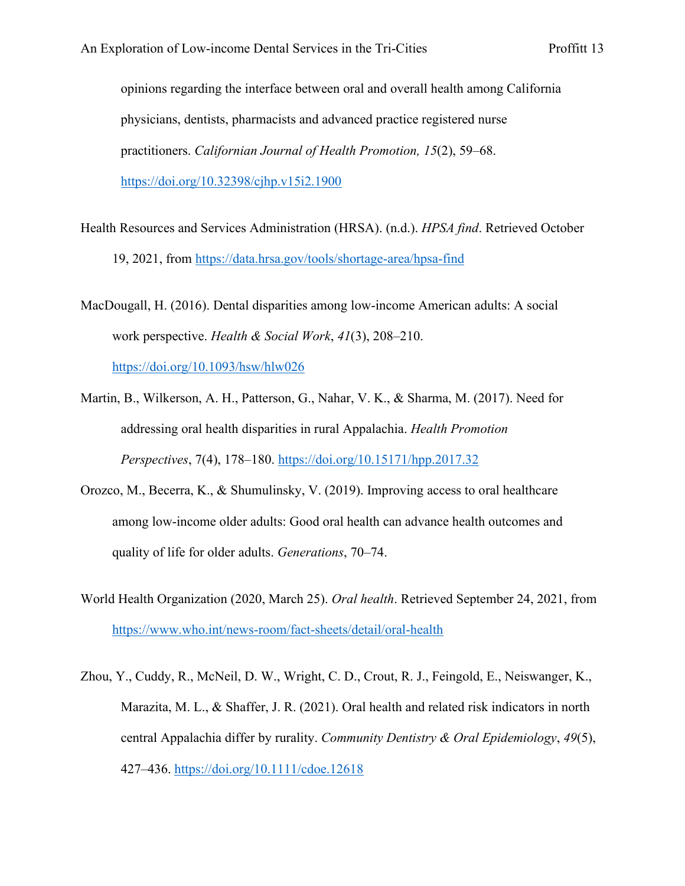opinions regarding the interface between oral and overall health among California physicians, dentists, pharmacists and advanced practice registered nurse practitioners. *Californian Journal of Health Promotion, 15*(2), 59–68. https://doi.org/10.32398/cjhp.v15i2.1900

Health Resources and Services Administration (HRSA). (n.d.). *HPSA find*. Retrieved October 19, 2021, from https://data.hrsa.gov/tools/shortage-area/hpsa-find

MacDougall, H. (2016). Dental disparities among low-income American adults: A social work perspective. *Health & Social Work*, *41*(3), 208–210. https://doi.org/10.1093/hsw/hlw026

Martin, B., Wilkerson, A. H., Patterson, G., Nahar, V. K., & Sharma, M. (2017). Need for addressing oral health disparities in rural Appalachia. *Health Promotion Perspectives*, 7(4), 178–180. https://doi.org/10.15171/hpp.2017.32

Orozco, M., Becerra, K., & Shumulinsky, V. (2019). Improving access to oral healthcare among low-income older adults: Good oral health can advance health outcomes and quality of life for older adults. *Generations*, 70–74.

World Health Organization (2020, March 25). *Oral health*. Retrieved September 24, 2021, from https://www.who.int/news-room/fact-sheets/detail/oral-health

Zhou, Y., Cuddy, R., McNeil, D. W., Wright, C. D., Crout, R. J., Feingold, E., Neiswanger, K., Marazita, M. L., & Shaffer, J. R. (2021). Oral health and related risk indicators in north central Appalachia differ by rurality. *Community Dentistry & Oral Epidemiology*, *49*(5), 427–436. https://doi.org/10.1111/cdoe.12618